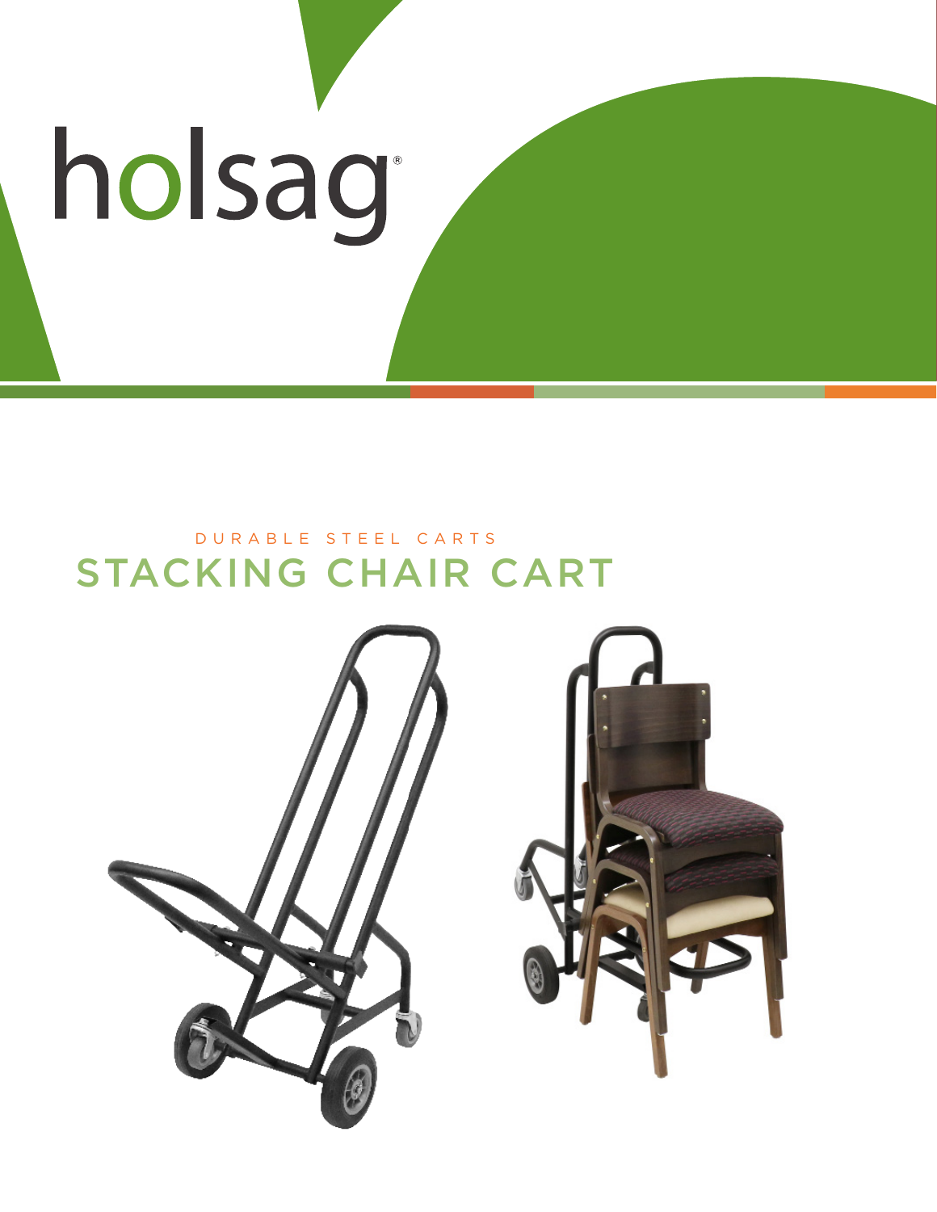holsag®

DURABLE STEEL CARTS

# STACKING CHAIR CART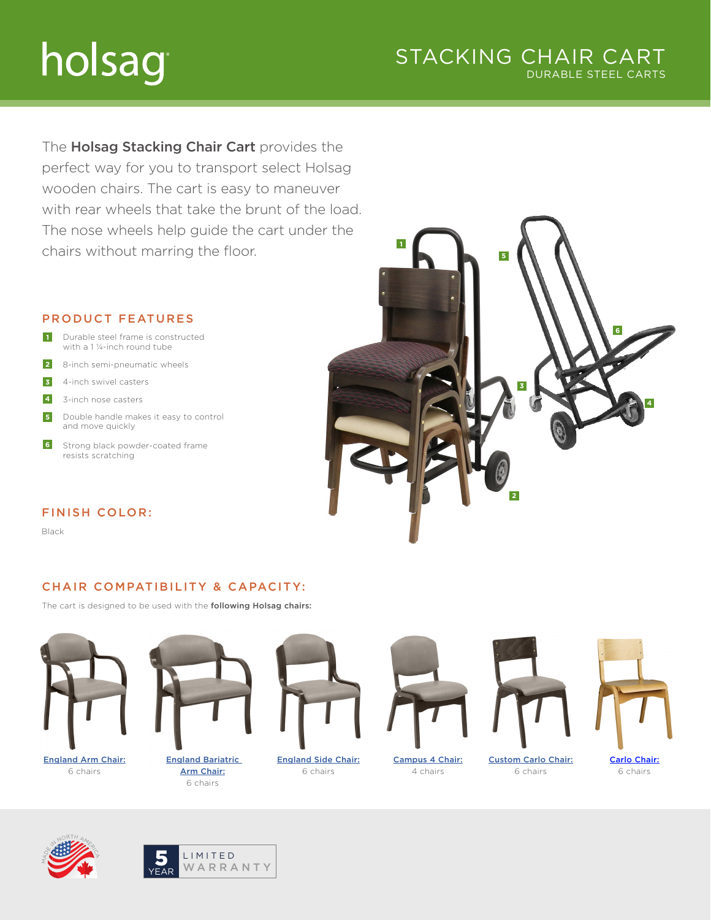holsag

# STACKING CHAIR CART

DURABLE STEEL CARTS

The **Holsag Stacking Chair Cart** provides the perfect way for you to transport select Holsag wooden chairs. The cart is easy to maneuver with rear wheels that take the brunt of the load. The nose wheels help guide the cart under the chairs without marring the floor.

## PRODUCT FEATURES

1. Durable steel frame is constructed with a 1 ¼-inch round tube
2. 8-inch semi-pneumatic wheels
3. 4-inch swivel casters
4. 3-inch nose casters
5. Double handle makes it easy to control and move quickly
6. Strong black powder-coated frame resists scratching

## FINISH COLOR:

Black

## CHAIR COMPATIBILITY & CAPACITY:

The cart is designed to be used with the **following Holsag chairs:**

| Chair | Capacity |
| --- | --- |
| England Arm Chair: | 6 chairs |
| England Bariatric Arm Chair: | 6 chairs |
| England Side Chair: | 6 chairs |
| Campus 4 Chair: | 4 chairs |
| Custom Carlo Chair: | 6 chairs |
| Carlo Chair: | 6 chairs |

MADE IN NORTH AMERICA

5 YEAR LIMITED WARRANTY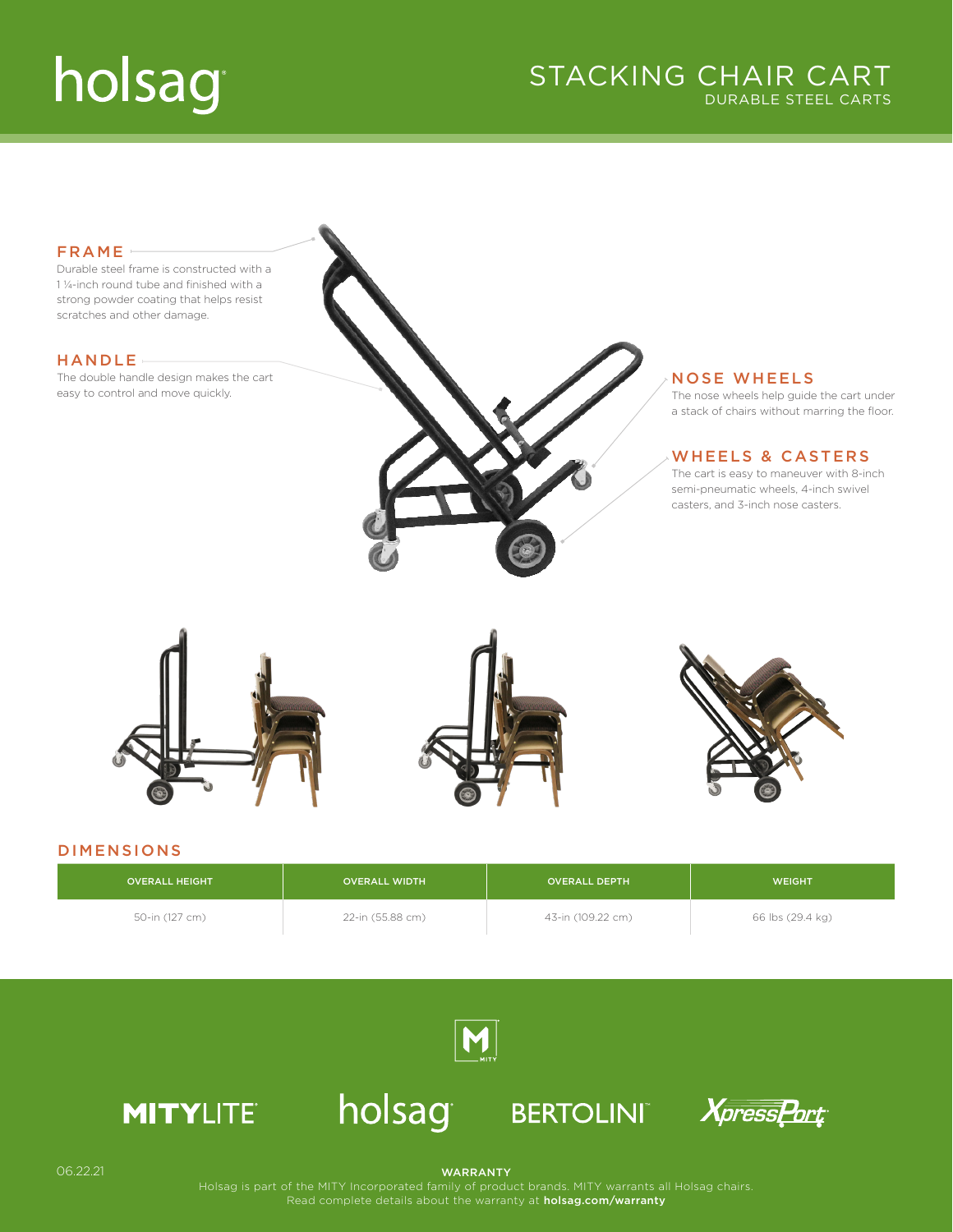holsag

# STACKING CHAIR CART

DURABLE STEEL CARTS

## FRAME

Durable steel frame is constructed with a 1 ¼-inch round tube and finished with a strong powder coating that helps resist scratches and other damage.

## HANDLE

The double handle design makes the cart easy to control and move quickly.

## NOSE WHEELS

The nose wheels help guide the cart under a stack of chairs without marring the floor.

## WHEELS & CASTERS

The cart is easy to maneuver with 8-inch semi-pneumatic wheels, 4-inch swivel casters, and 3-inch nose casters.

## DIMENSIONS

| OVERALL HEIGHT | OVERALL WIDTH | OVERALL DEPTH | WEIGHT |
|---|---|---|---|
| 50-in (127 cm) | 22-in (55.88 cm) | 43-in (109.22 cm) | 66 lbs (29.4 kg) |

MITY

MITYLITE holsag BERTOLINI XpressPort

06.22.21

WARRANTY

Holsag is part of the MITY Incorporated family of product brands. MITY warrants all Holsag chairs. Read complete details about the warranty at **holsag.com/warranty**